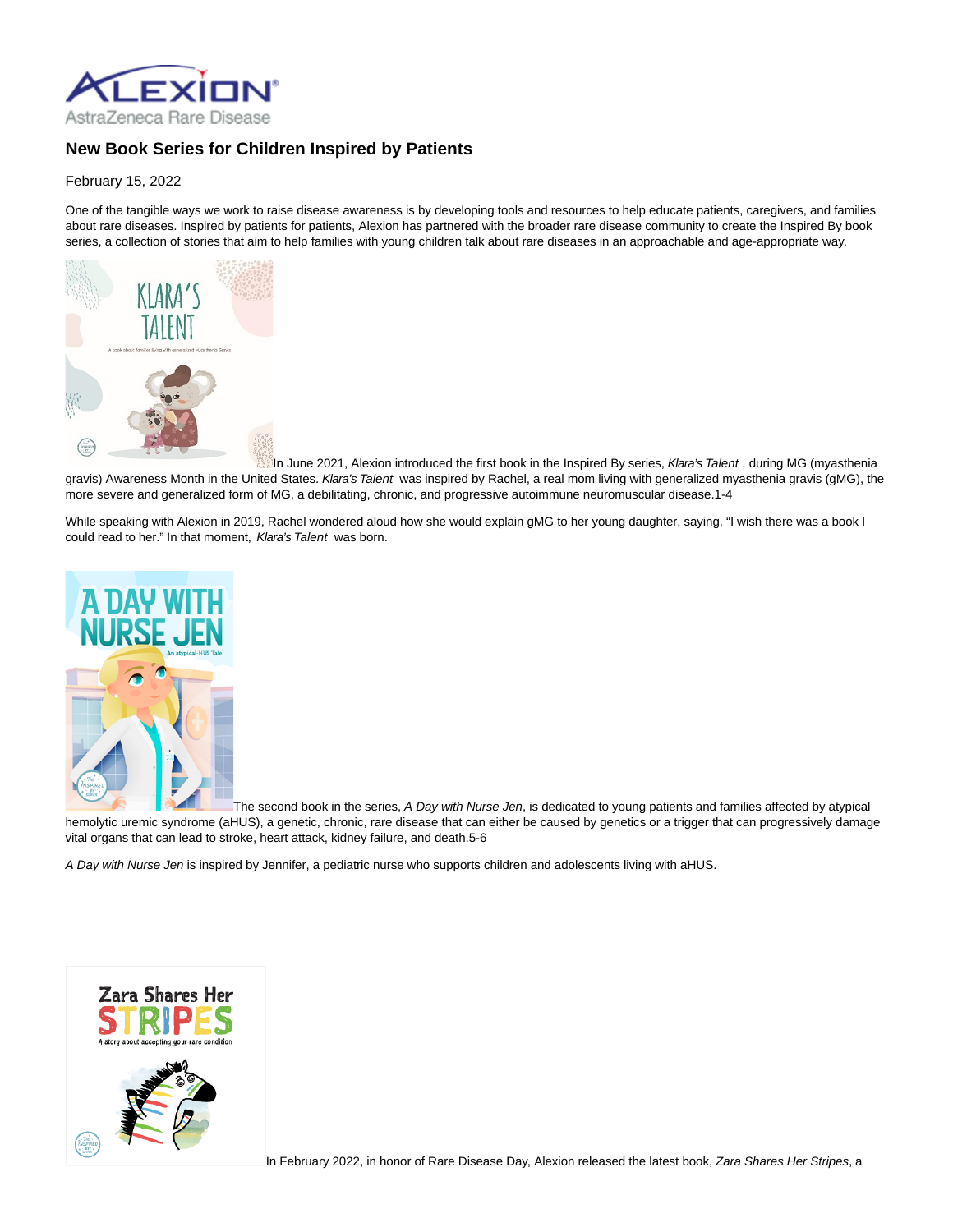# New Book Series for Children Inspired by Patients

February 15, 2022

One of the tangible ways we work to raise disease awareness is by developing tools and resources to help educate patients, caregivers, and families about rare diseases. Inspired by patients for patients, Alexion has partnered with the broader rare disease community to create the Inspired By book series, a collection of stories that aim to help families with young children talk about rare diseases in an approachable and age-appropriate way.

In June 2021, Alexion introduced the first book in the Inspired By series, *Klara's Talent* , during MG (myasthenia gravis) Awareness Month in the United States. *Klara's Talent* was inspired by Rachel, a real mom living with generalized myasthenia gravis (gMG), the more severe and generalized form of MG, a debilitating, chronic, and progressive autoimmune neuromuscular disease.1-4

While speaking with Alexion in 2019, Rachel wondered aloud how she would explain gMG to her young daughter, saying, "I wish there was a book I could read to her." In that moment, *Klara's Talent* was born.

The second book in the series, *A Day with Nurse Jen*, is dedicated to young patients and families affected by atypical hemolytic uremic syndrome (aHUS), a genetic, chronic, rare disease that can either be caused by genetics or a trigger that can progressively damage vital organs that can lead to stroke, heart attack, kidney failure, and death.5-6

*A Day with Nurse Jen* is inspired by Jennifer, a pediatric nurse who supports children and adolescents living with aHUS.

In February 2022, in honor of Rare Disease Day, Alexion released the latest book, *Zara Shares Her Stripes*, a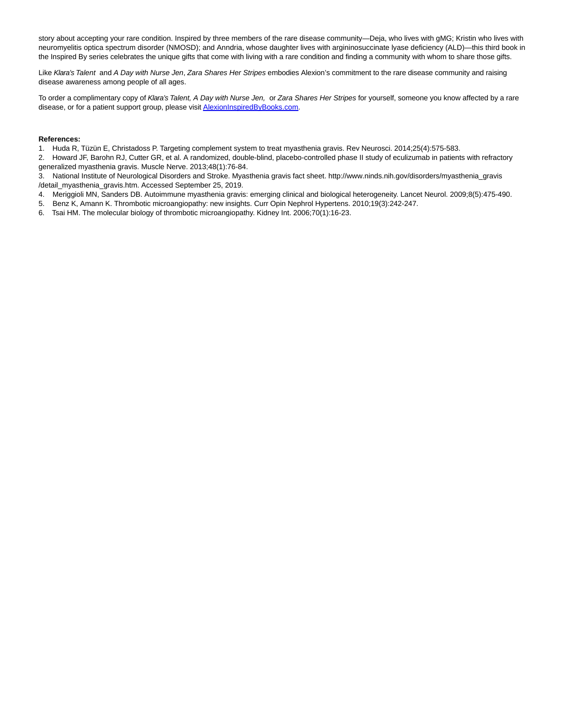story about accepting your rare condition. Inspired by three members of the rare disease community—Deja, who lives with gMG; Kristin who lives with neuromyelitis optica spectrum disorder (NMOSD); and Anndria, whose daughter lives with argininosuccinate lyase deficiency (ALD)—this third book in the Inspired By series celebrates the unique gifts that come with living with a rare condition and finding a community with whom to share those gifts.

Like *Klara's Talent* and *A Day with Nurse Jen*, *Zara Shares Her Stripes* embodies Alexion's commitment to the rare disease community and raising disease awareness among people of all ages.

To order a complimentary copy of *Klara's Talent, A Day with Nurse Jen,* or *Zara Shares Her Stripes* for yourself, someone you know affected by a rare disease, or for a patient support group, please visit [AlexionInspiredByBooks.com](AlexionInspiredByBooks.com).

**References:**

1. Huda R, Tüzün E, Christadoss P. Targeting complement system to treat myasthenia gravis. Rev Neurosci. 2014;25(4):575-583.
2. Howard JF, Barohn RJ, Cutter GR, et al. A randomized, double-blind, placebo-controlled phase II study of eculizumab in patients with refractory generalized myasthenia gravis. Muscle Nerve. 2013;48(1):76-84.
3. National Institute of Neurological Disorders and Stroke. Myasthenia gravis fact sheet. http://www.ninds.nih.gov/disorders/myasthenia_gravis /detail_myasthenia_gravis.htm. Accessed September 25, 2019.
4. Meriggioli MN, Sanders DB. Autoimmune myasthenia gravis: emerging clinical and biological heterogeneity. Lancet Neurol. 2009;8(5):475-490.
5. Benz K, Amann K. Thrombotic microangiopathy: new insights. Curr Opin Nephrol Hypertens. 2010;19(3):242-247.
6. Tsai HM. The molecular biology of thrombotic microangiopathy. Kidney Int. 2006;70(1):16-23.